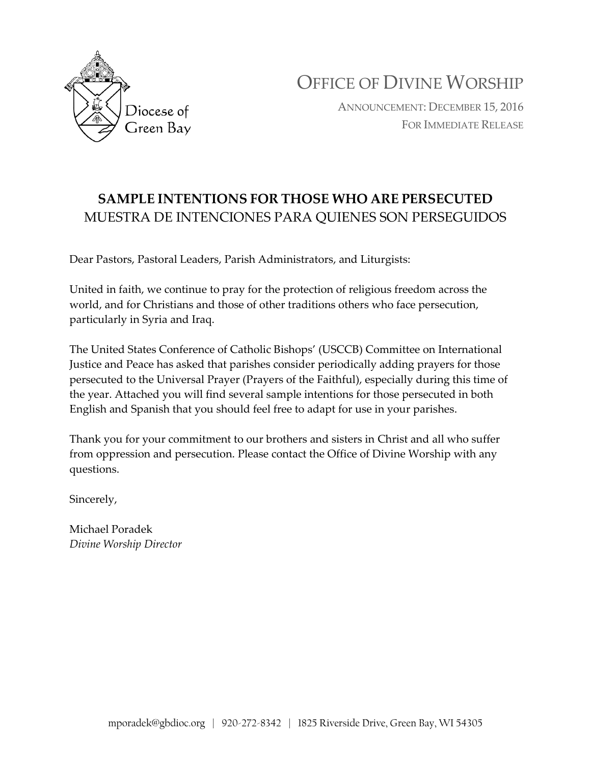Diocese of Green Bay

# OFFICE OF DIVINE WORSHIP

ANNOUNCEMENT: DECEMBER 15, 2016
FOR IMMEDIATE RELEASE

## SAMPLE INTENTIONS FOR THOSE WHO ARE PERSECUTED
## MUESTRA DE INTENCIONES PARA QUIENES SON PERSEGUIDOS

Dear Pastors, Pastoral Leaders, Parish Administrators, and Liturgists:

United in faith, we continue to pray for the protection of religious freedom across the world, and for Christians and those of other traditions others who face persecution, particularly in Syria and Iraq.

The United States Conference of Catholic Bishops' (USCCB) Committee on International Justice and Peace has asked that parishes consider periodically adding prayers for those persecuted to the Universal Prayer (Prayers of the Faithful), especially during this time of the year. Attached you will find several sample intentions for those persecuted in both English and Spanish that you should feel free to adapt for use in your parishes.

Thank you for your commitment to our brothers and sisters in Christ and all who suffer from oppression and persecution. Please contact the Office of Divine Worship with any questions.

Sincerely,

Michael Poradek
*Divine Worship Director*

mporadek@gbdioc.org | 920-272-8342 | 1825 Riverside Drive, Green Bay, WI 54305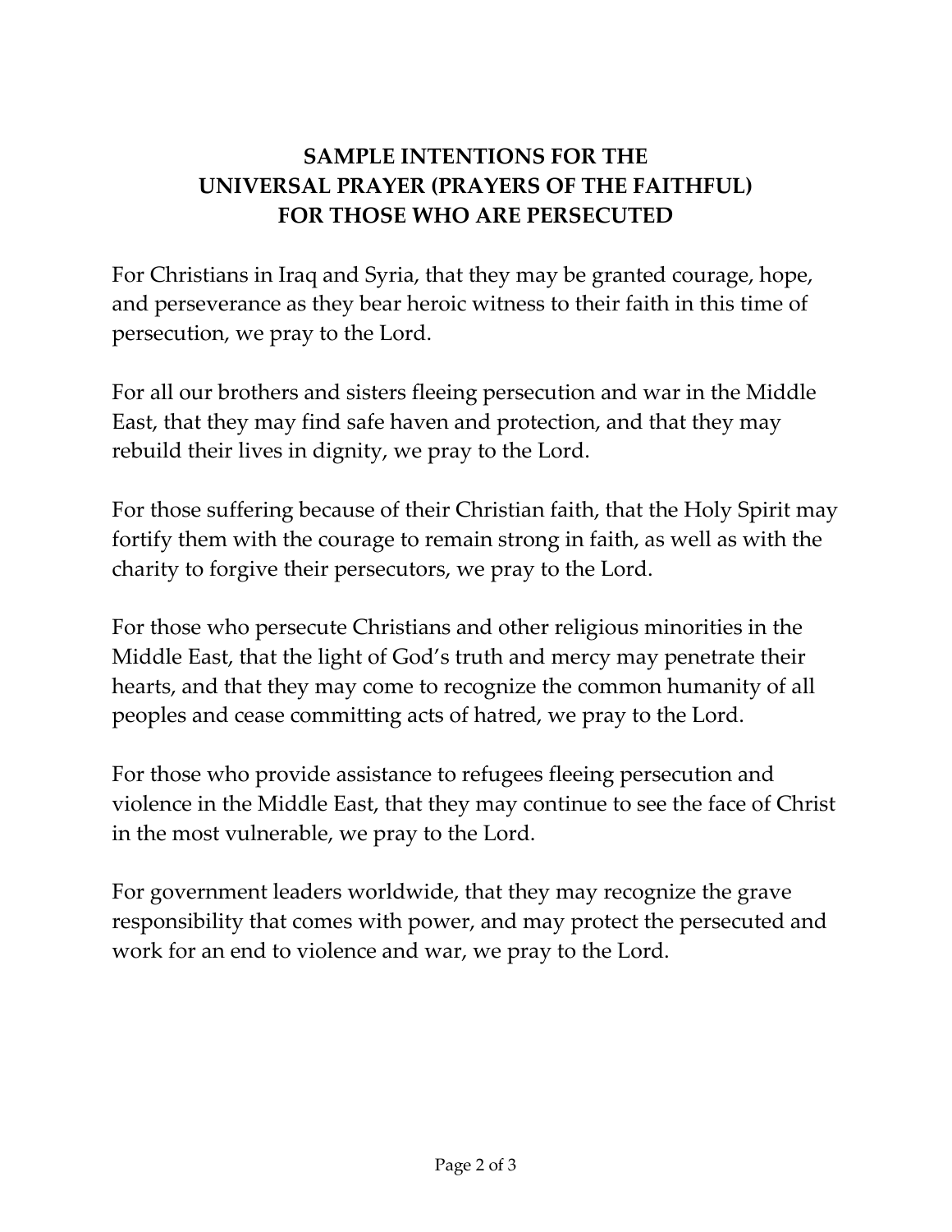**SAMPLE INTENTIONS FOR THE UNIVERSAL PRAYER (PRAYERS OF THE FAITHFUL) FOR THOSE WHO ARE PERSECUTED**

For Christians in Iraq and Syria, that they may be granted courage, hope, and perseverance as they bear heroic witness to their faith in this time of persecution, we pray to the Lord.

For all our brothers and sisters fleeing persecution and war in the Middle East, that they may find safe haven and protection, and that they may rebuild their lives in dignity, we pray to the Lord.

For those suffering because of their Christian faith, that the Holy Spirit may fortify them with the courage to remain strong in faith, as well as with the charity to forgive their persecutors, we pray to the Lord.

For those who persecute Christians and other religious minorities in the Middle East, that the light of God's truth and mercy may penetrate their hearts, and that they may come to recognize the common humanity of all peoples and cease committing acts of hatred, we pray to the Lord.

For those who provide assistance to refugees fleeing persecution and violence in the Middle East, that they may continue to see the face of Christ in the most vulnerable, we pray to the Lord.

For government leaders worldwide, that they may recognize the grave responsibility that comes with power, and may protect the persecuted and work for an end to violence and war, we pray to the Lord.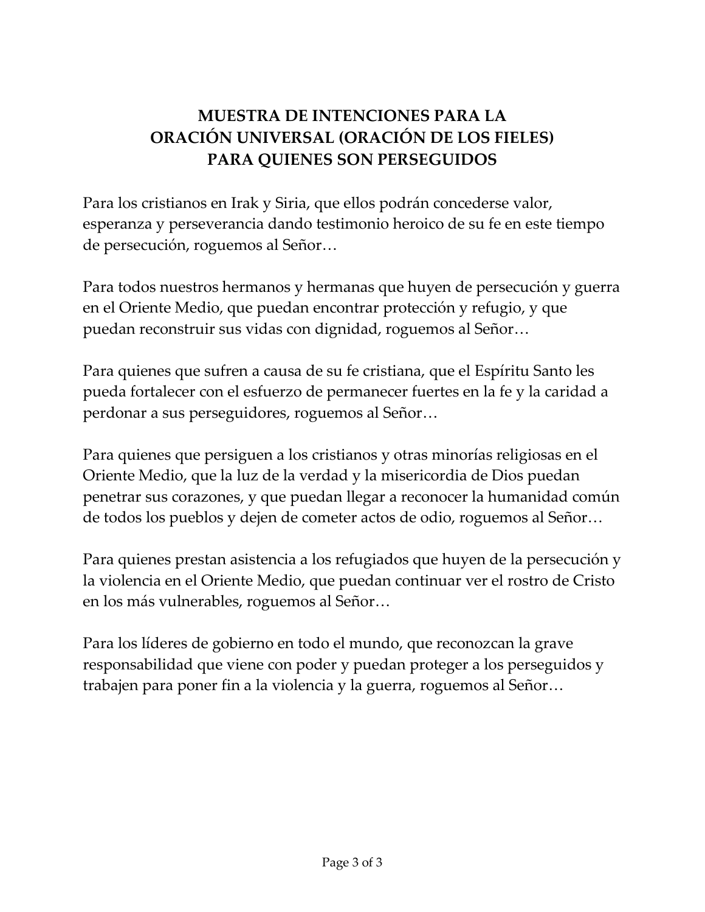# MUESTRA DE INTENCIONES PARA LA ORACIÓN UNIVERSAL (ORACIÓN DE LOS FIELES) PARA QUIENES SON PERSEGUIDOS

Para los cristianos en Irak y Siria, que ellos podrán concederse valor, esperanza y perseverancia dando testimonio heroico de su fe en este tiempo de persecución, roguemos al Señor…

Para todos nuestros hermanos y hermanas que huyen de persecución y guerra en el Oriente Medio, que puedan encontrar protección y refugio, y que puedan reconstruir sus vidas con dignidad, roguemos al Señor…

Para quienes que sufren a causa de su fe cristiana, que el Espíritu Santo les pueda fortalecer con el esfuerzo de permanecer fuertes en la fe y la caridad a perdonar a sus perseguidores, roguemos al Señor…

Para quienes que persiguen a los cristianos y otras minorías religiosas en el Oriente Medio, que la luz de la verdad y la misericordia de Dios puedan penetrar sus corazones, y que puedan llegar a reconocer la humanidad común de todos los pueblos y dejen de cometer actos de odio, roguemos al Señor…

Para quienes prestan asistencia a los refugiados que huyen de la persecución y la violencia en el Oriente Medio, que puedan continuar ver el rostro de Cristo en los más vulnerables, roguemos al Señor…

Para los líderes de gobierno en todo el mundo, que reconozcan la grave responsabilidad que viene con poder y puedan proteger a los perseguidos y trabajen para poner fin a la violencia y la guerra, roguemos al Señor…